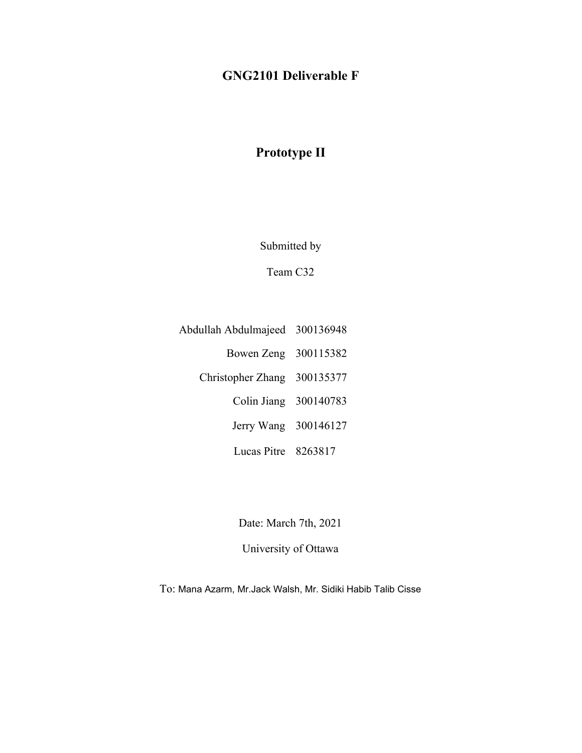# GNG2101 Deliverable F

## Prototype II

Submitted by

Team C32

| | |
|---|---|
| Abdullah Abdulmajeed | 300136948 |
| Bowen Zeng | 300115382 |
| Christopher Zhang | 300135377 |
| Colin Jiang | 300140783 |
| Jerry Wang | 300146127 |
| Lucas Pitre | 8263817 |

Date: March 7th, 2021

University of Ottawa

To: Mana Azarm, Mr.Jack Walsh, Mr. Sidiki Habib Talib Cisse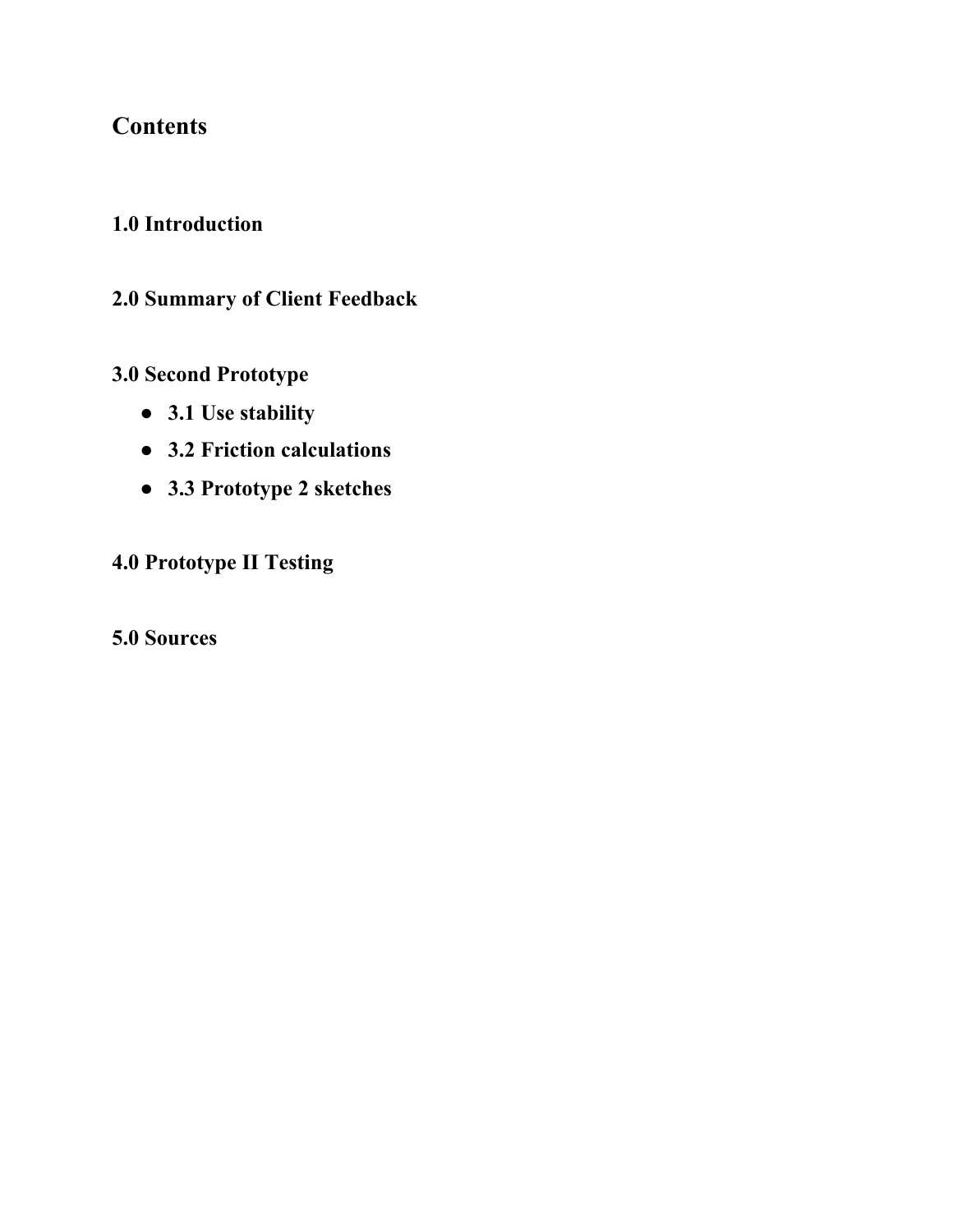## Contents

**1.0 Introduction**

**2.0 Summary of Client Feedback**

**3.0 Second Prototype**

- **3.1 Use stability**
- **3.2 Friction calculations**
- **3.3 Prototype 2 sketches**

**4.0 Prototype II Testing**

**5.0 Sources**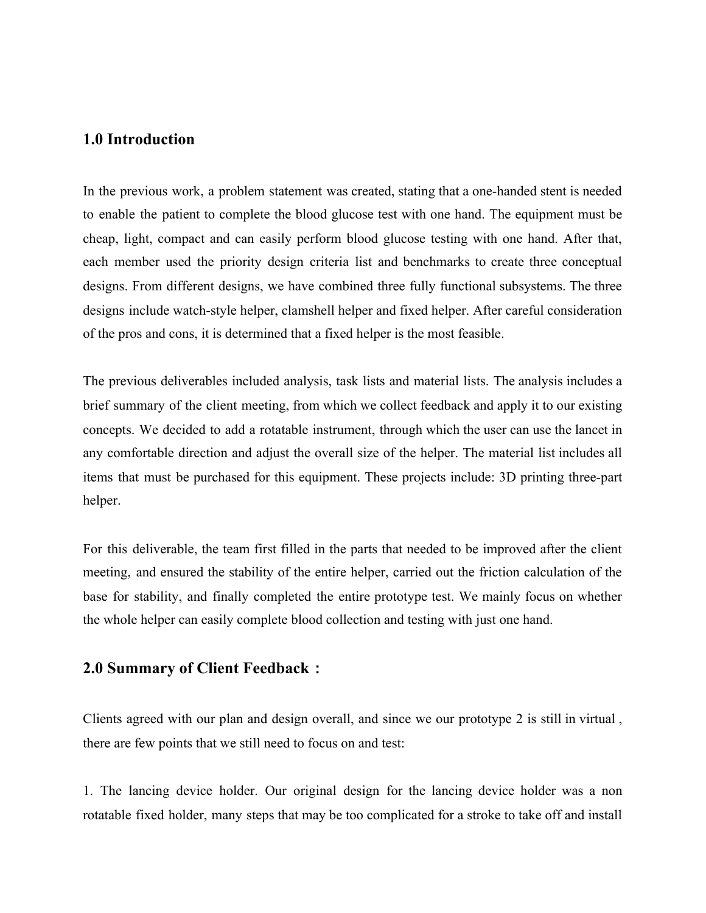## 1.0 Introduction

In the previous work, a problem statement was created, stating that a one-handed stent is needed to enable the patient to complete the blood glucose test with one hand. The equipment must be cheap, light, compact and can easily perform blood glucose testing with one hand. After that, each member used the priority design criteria list and benchmarks to create three conceptual designs. From different designs, we have combined three fully functional subsystems. The three designs include watch-style helper, clamshell helper and fixed helper. After careful consideration of the pros and cons, it is determined that a fixed helper is the most feasible.

The previous deliverables included analysis, task lists and material lists. The analysis includes a brief summary of the client meeting, from which we collect feedback and apply it to our existing concepts. We decided to add a rotatable instrument, through which the user can use the lancet in any comfortable direction and adjust the overall size of the helper. The material list includes all items that must be purchased for this equipment. These projects include: 3D printing three-part helper.

For this deliverable, the team first filled in the parts that needed to be improved after the client meeting, and ensured the stability of the entire helper, carried out the friction calculation of the base for stability, and finally completed the entire prototype test. We mainly focus on whether the whole helper can easily complete blood collection and testing with just one hand.

## 2.0 Summary of Client Feedback：

Clients agreed with our plan and design overall, and since we our prototype 2 is still in virtual , there are few points that we still need to focus on and test:

1. The lancing device holder. Our original design for the lancing device holder was a non rotatable fixed holder, many steps that may be too complicated for a stroke to take off and install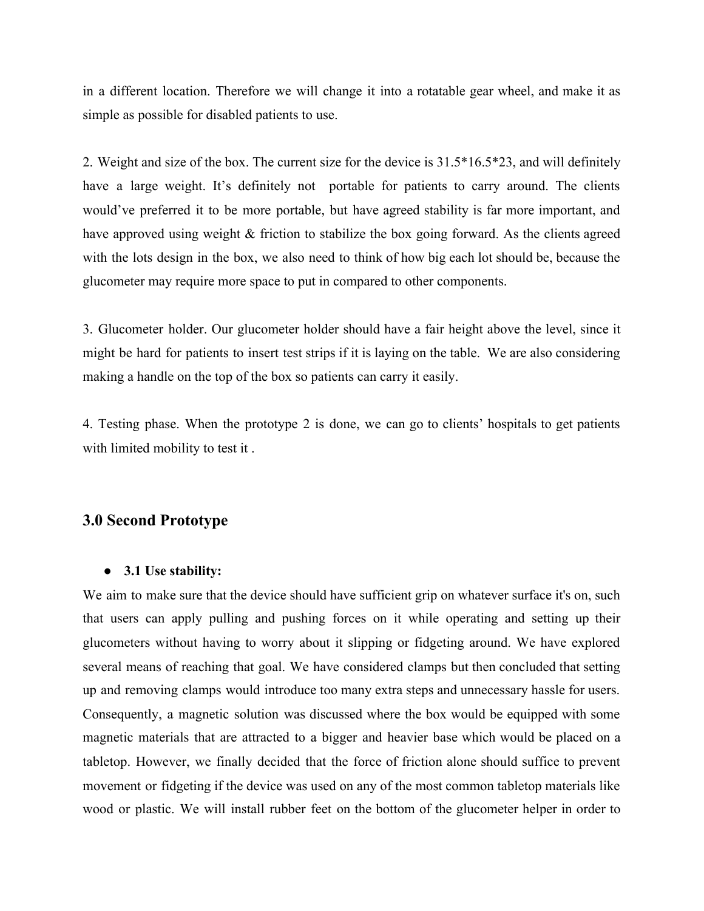in a different location. Therefore we will change it into a rotatable gear wheel, and make it as simple as possible for disabled patients to use.

2. Weight and size of the box. The current size for the device is 31.5*16.5*23, and will definitely have a large weight. It's definitely not portable for patients to carry around. The clients would've preferred it to be more portable, but have agreed stability is far more important, and have approved using weight & friction to stabilize the box going forward. As the clients agreed with the lots design in the box, we also need to think of how big each lot should be, because the glucometer may require more space to put in compared to other components.

3. Glucometer holder. Our glucometer holder should have a fair height above the level, since it might be hard for patients to insert test strips if it is laying on the table. We are also considering making a handle on the top of the box so patients can carry it easily.

4. Testing phase. When the prototype 2 is done, we can go to clients' hospitals to get patients with limited mobility to test it .

## 3.0 Second Prototype

- **3.1 Use stability:**

We aim to make sure that the device should have sufficient grip on whatever surface it's on, such that users can apply pulling and pushing forces on it while operating and setting up their glucometers without having to worry about it slipping or fidgeting around. We have explored several means of reaching that goal. We have considered clamps but then concluded that setting up and removing clamps would introduce too many extra steps and unnecessary hassle for users. Consequently, a magnetic solution was discussed where the box would be equipped with some magnetic materials that are attracted to a bigger and heavier base which would be placed on a tabletop. However, we finally decided that the force of friction alone should suffice to prevent movement or fidgeting if the device was used on any of the most common tabletop materials like wood or plastic. We will install rubber feet on the bottom of the glucometer helper in order to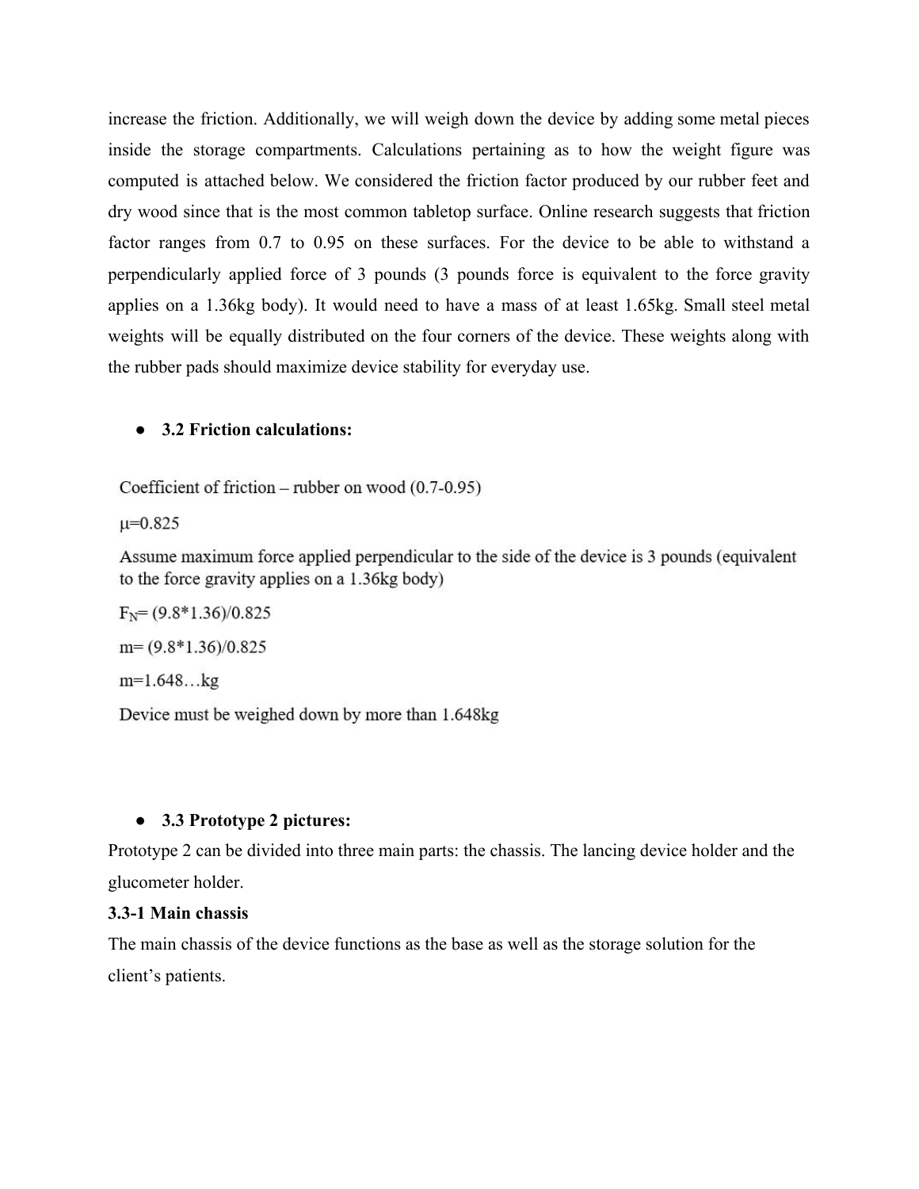increase the friction. Additionally, we will weigh down the device by adding some metal pieces inside the storage compartments. Calculations pertaining as to how the weight figure was computed is attached below. We considered the friction factor produced by our rubber feet and dry wood since that is the most common tabletop surface. Online research suggests that friction factor ranges from 0.7 to 0.95 on these surfaces. For the device to be able to withstand a perpendicularly applied force of 3 pounds (3 pounds force is equivalent to the force gravity applies on a 1.36kg body). It would need to have a mass of at least 1.65kg. Small steel metal weights will be equally distributed on the four corners of the device. These weights along with the rubber pads should maximize device stability for everyday use.

- **3.2 Friction calculations:**

Coefficient of friction – rubber on wood (0.7-0.95)

$\mu$=0.825

Assume maximum force applied perpendicular to the side of the device is 3 pounds (equivalent to the force gravity applies on a 1.36kg body)

$F_N$= (9.8*1.36)/0.825

m= (9.8*1.36)/0.825

m=1.648…kg

Device must be weighed down by more than 1.648kg

- **3.3 Prototype 2 pictures:**

Prototype 2 can be divided into three main parts: the chassis. The lancing device holder and the glucometer holder.

**3.3-1 Main chassis**

The main chassis of the device functions as the base as well as the storage solution for the client's patients.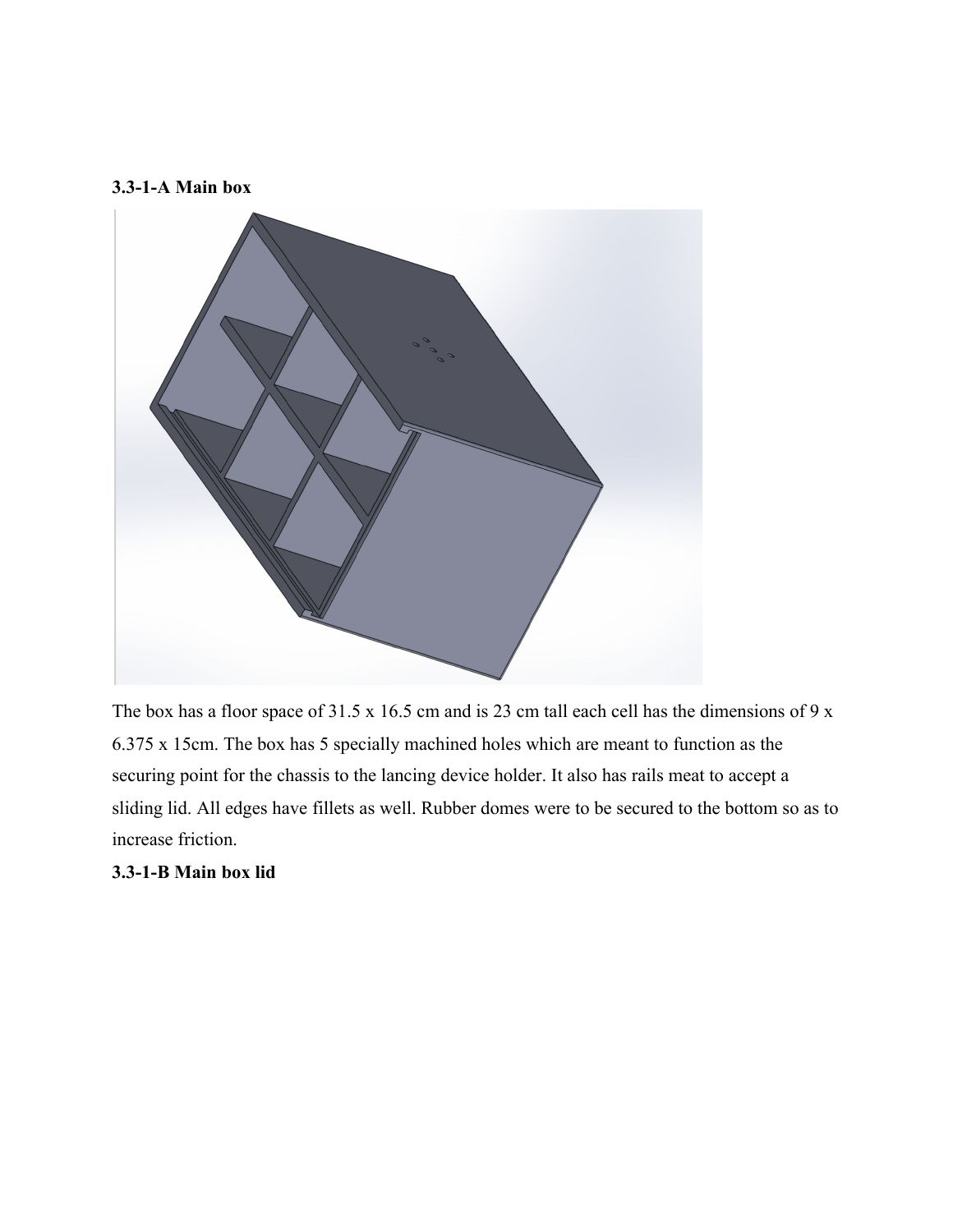**3.3-1-A Main box**

The box has a floor space of 31.5 x 16.5 cm and is 23 cm tall each cell has the dimensions of 9 x 6.375 x 15cm. The box has 5 specially machined holes which are meant to function as the securing point for the chassis to the lancing device holder. It also has rails meat to accept a sliding lid. All edges have fillets as well. Rubber domes were to be secured to the bottom so as to increase friction.

**3.3-1-B Main box lid**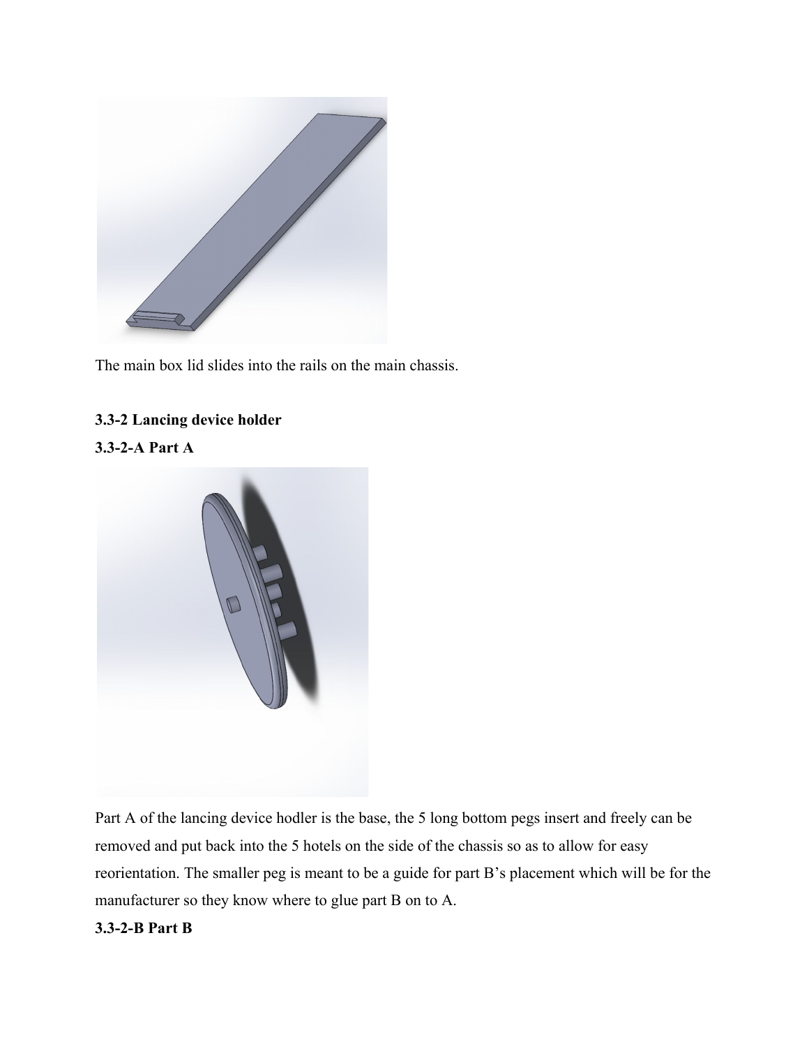The main box lid slides into the rails on the main chassis.

**3.3-2 Lancing device holder**

**3.3-2-A Part A**

Part A of the lancing device hodler is the base, the 5 long bottom pegs insert and freely can be removed and put back into the 5 hotels on the side of the chassis so as to allow for easy reorientation. The smaller peg is meant to be a guide for part B's placement which will be for the manufacturer so they know where to glue part B on to A.

**3.3-2-B Part B**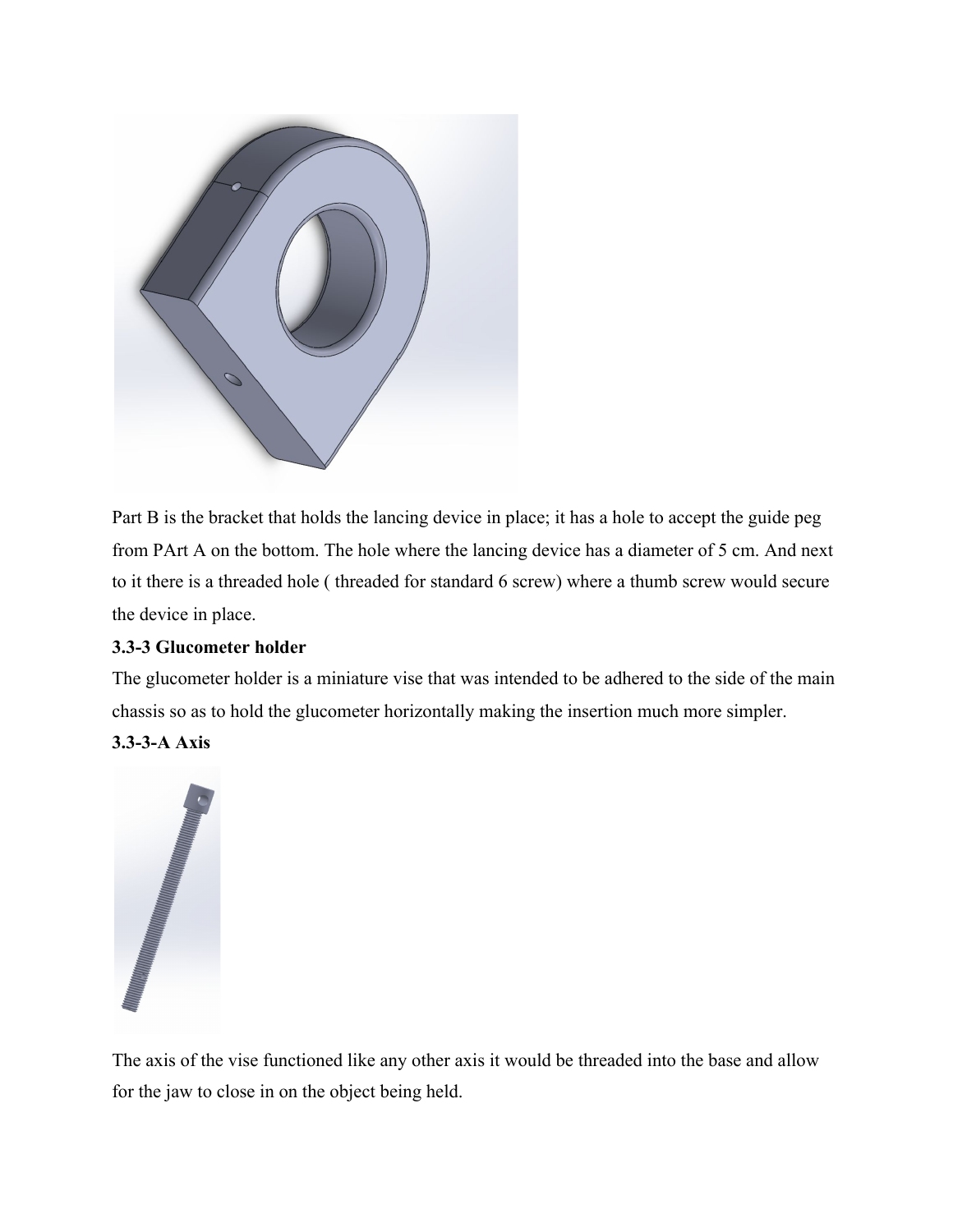Part B is the bracket that holds the lancing device in place; it has a hole to accept the guide peg from PArt A on the bottom. The hole where the lancing device has a diameter of 5 cm. And next to it there is a threaded hole ( threaded for standard 6 screw) where a thumb screw would secure the device in place.

**3.3-3 Glucometer holder**

The glucometer holder is a miniature vise that was intended to be adhered to the side of the main chassis so as to hold the glucometer horizontally making the insertion much more simpler.

**3.3-3-A Axis**

The axis of the vise functioned like any other axis it would be threaded into the base and allow for the jaw to close in on the object being held.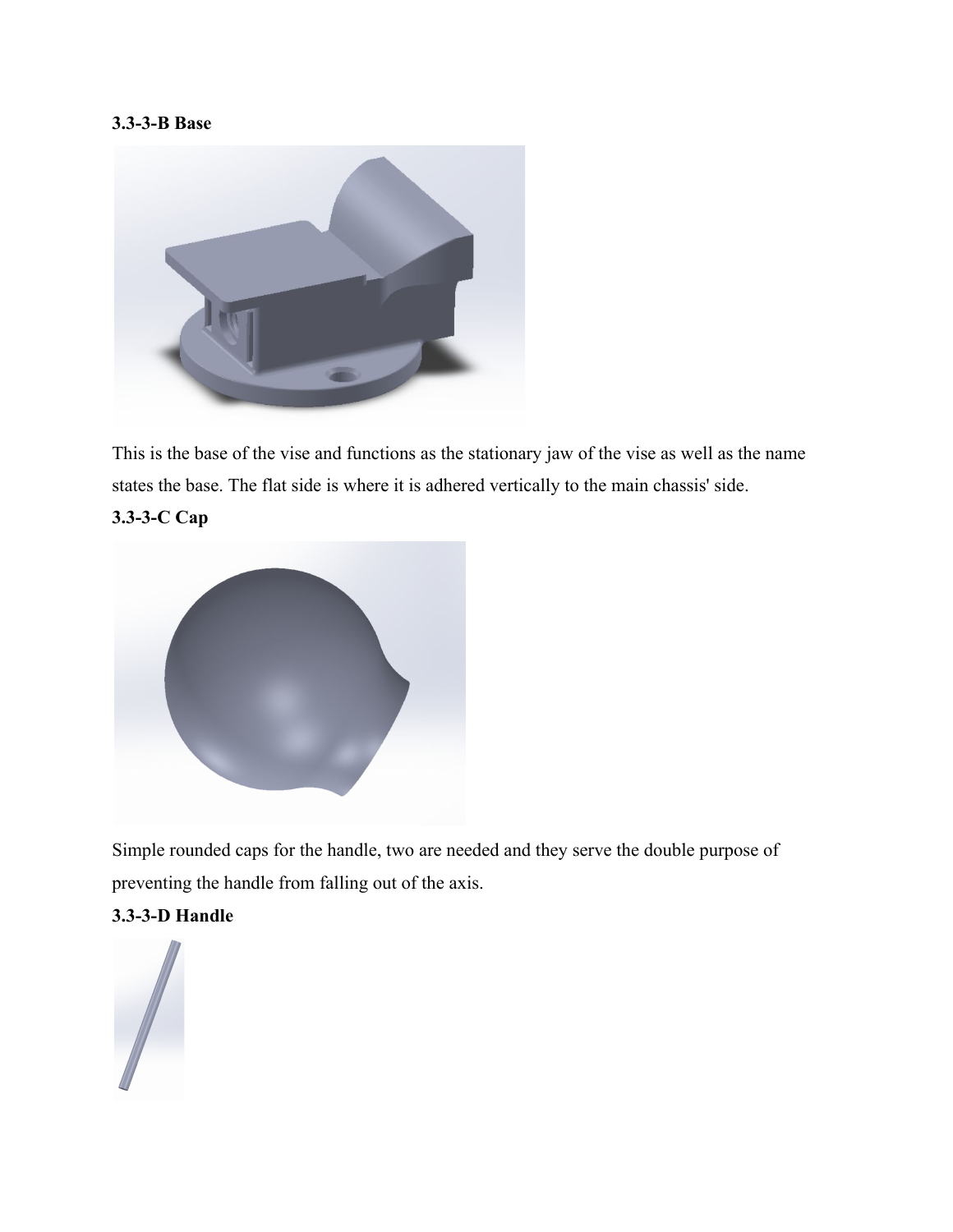**3.3-3-B Base**

This is the base of the vise and functions as the stationary jaw of the vise as well as the name states the base. The flat side is where it is adhered vertically to the main chassis' side.

**3.3-3-C Cap**

Simple rounded caps for the handle, two are needed and they serve the double purpose of preventing the handle from falling out of the axis.

**3.3-3-D Handle**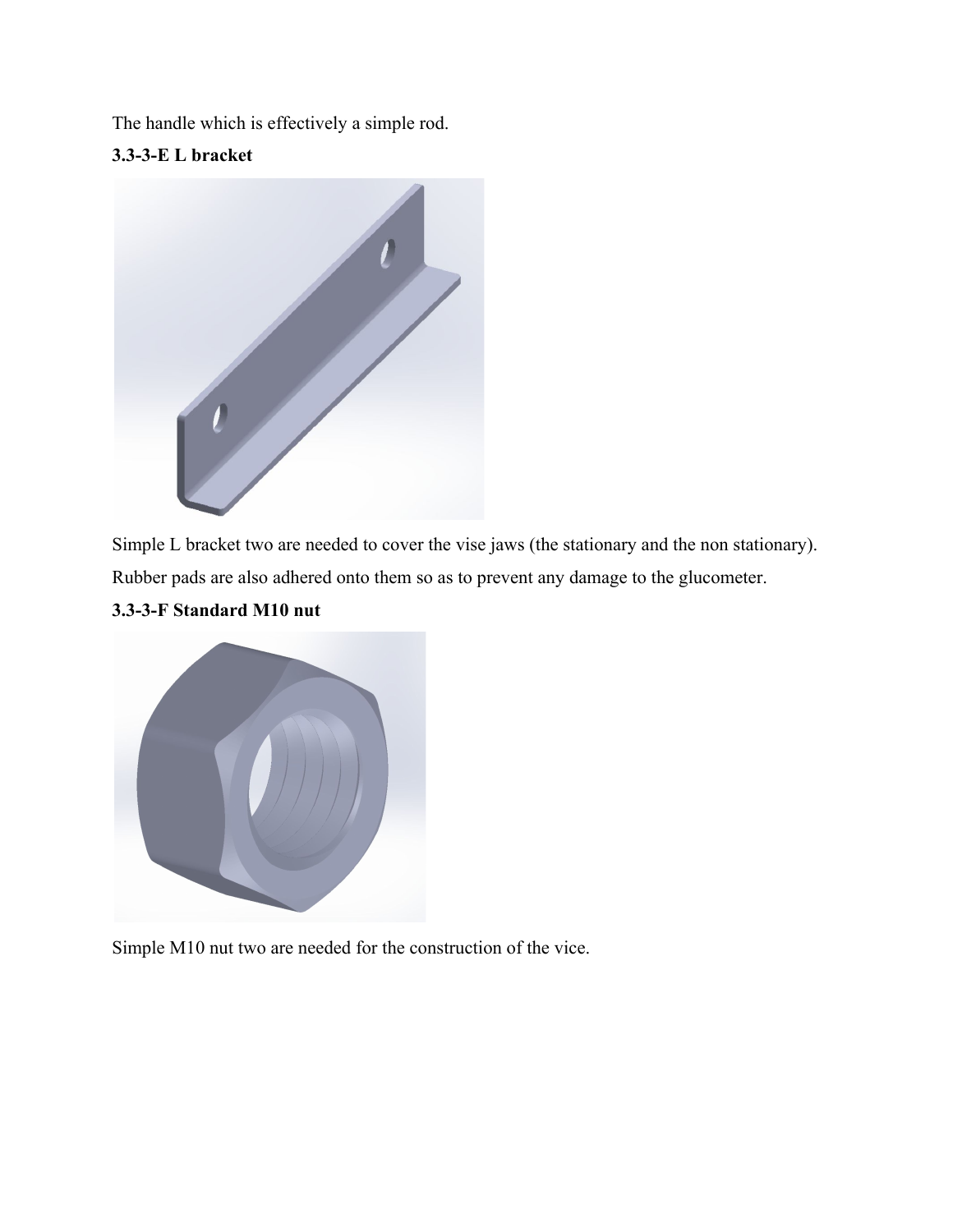The handle which is effectively a simple rod.

**3.3-3-E L bracket**

Simple L bracket two are needed to cover the vise jaws (the stationary and the non stationary). Rubber pads are also adhered onto them so as to prevent any damage to the glucometer.

**3.3-3-F Standard M10 nut**

Simple M10 nut two are needed for the construction of the vice.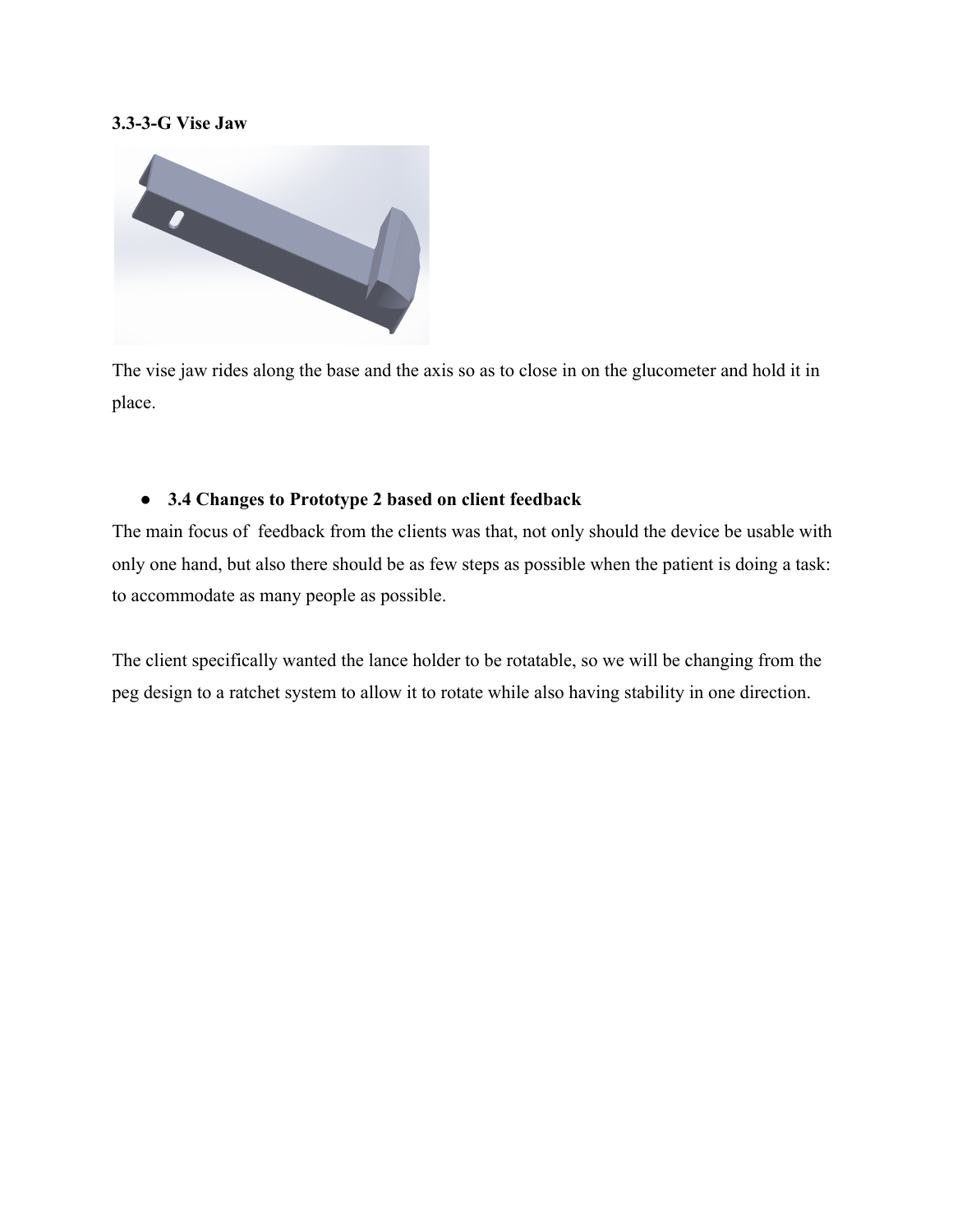**3.3-3-G Vise Jaw**

The vise jaw rides along the base and the axis so as to close in on the glucometer and hold it in place.

- **3.4 Changes to Prototype 2 based on client feedback**

The main focus of feedback from the clients was that, not only should the device be usable with only one hand, but also there should be as few steps as possible when the patient is doing a task: to accommodate as many people as possible.

The client specifically wanted the lance holder to be rotatable, so we will be changing from the peg design to a ratchet system to allow it to rotate while also having stability in one direction.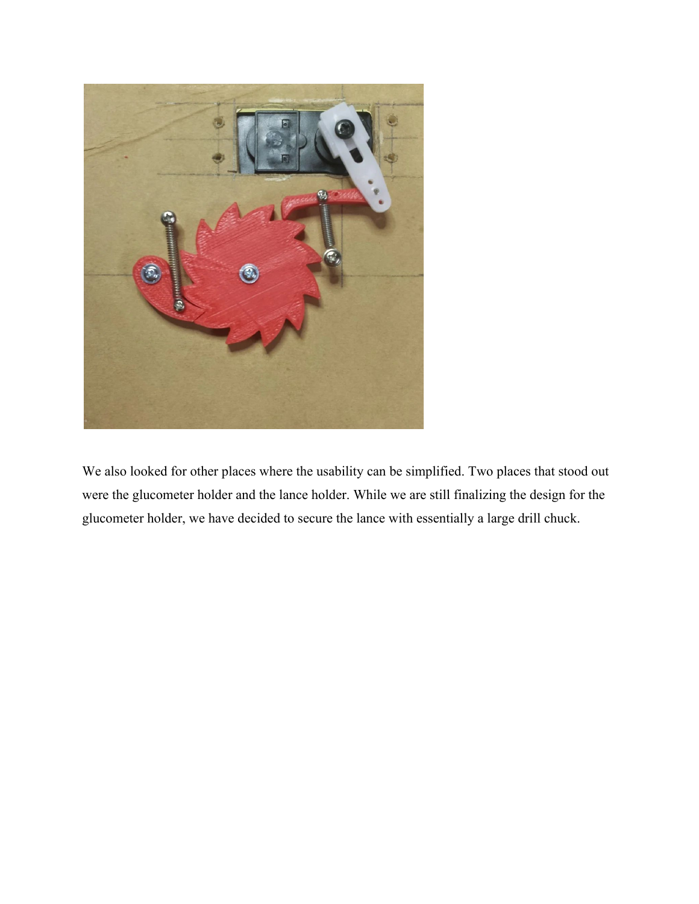We also looked for other places where the usability can be simplified. Two places that stood out were the glucometer holder and the lance holder. While we are still finalizing the design for the glucometer holder, we have decided to secure the lance with essentially a large drill chuck.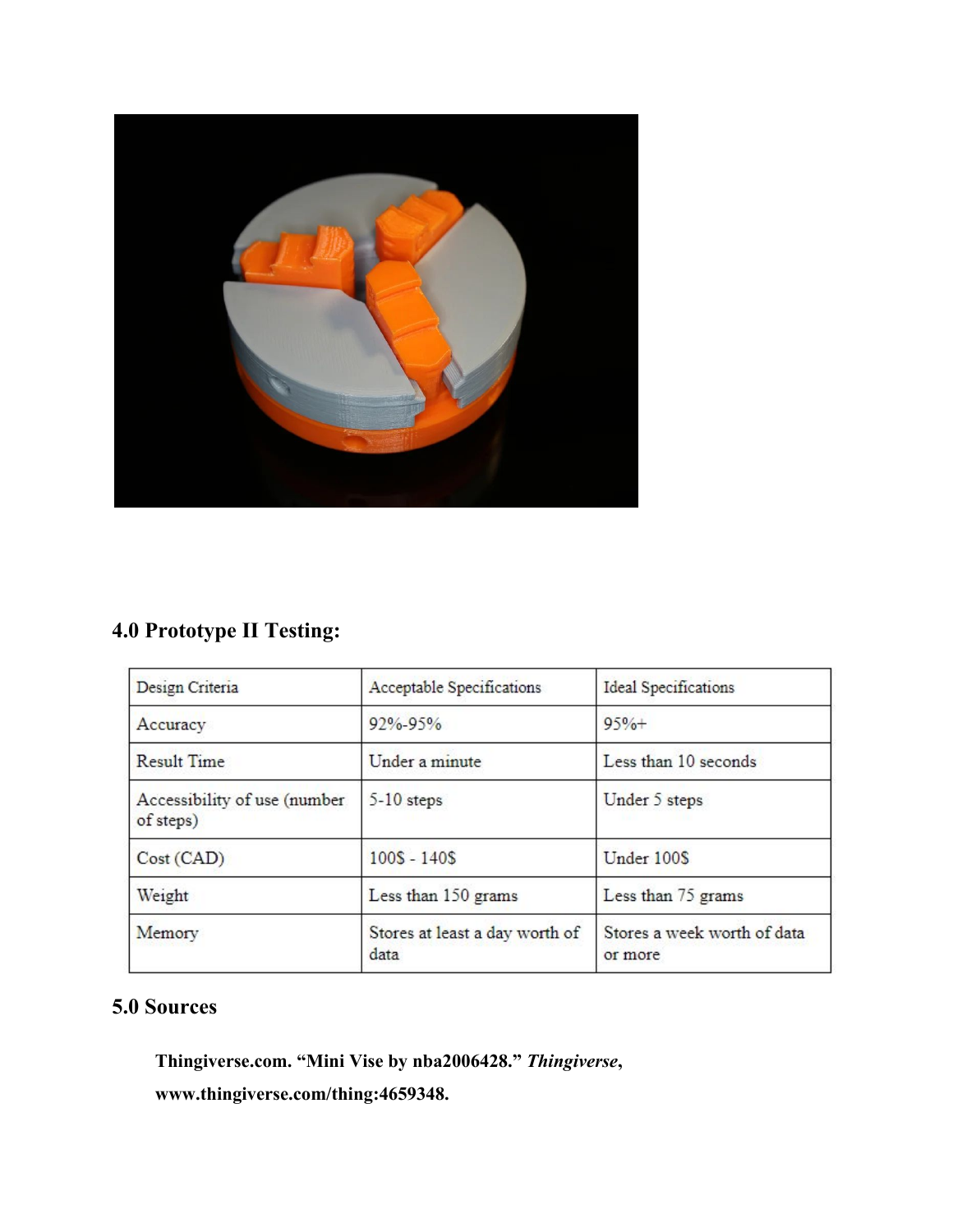## 4.0 Prototype II Testing:

| Design Criteria | Acceptable Specifications | Ideal Specifications |
| --- | --- | --- |
| Accuracy | 92%-95% | 95%+ |
| Result Time | Under a minute | Less than 10 seconds |
| Accessibility of use (number of steps) | 5-10 steps | Under 5 steps |
| Cost (CAD) | 100$ - 140$ | Under 100$ |
| Weight | Less than 150 grams | Less than 75 grams |
| Memory | Stores at least a day worth of data | Stores a week worth of data or more |

## 5.0 Sources

**Thingiverse.com. "Mini Vise by nba2006428." *Thingiverse*, www.thingiverse.com/thing:4659348.**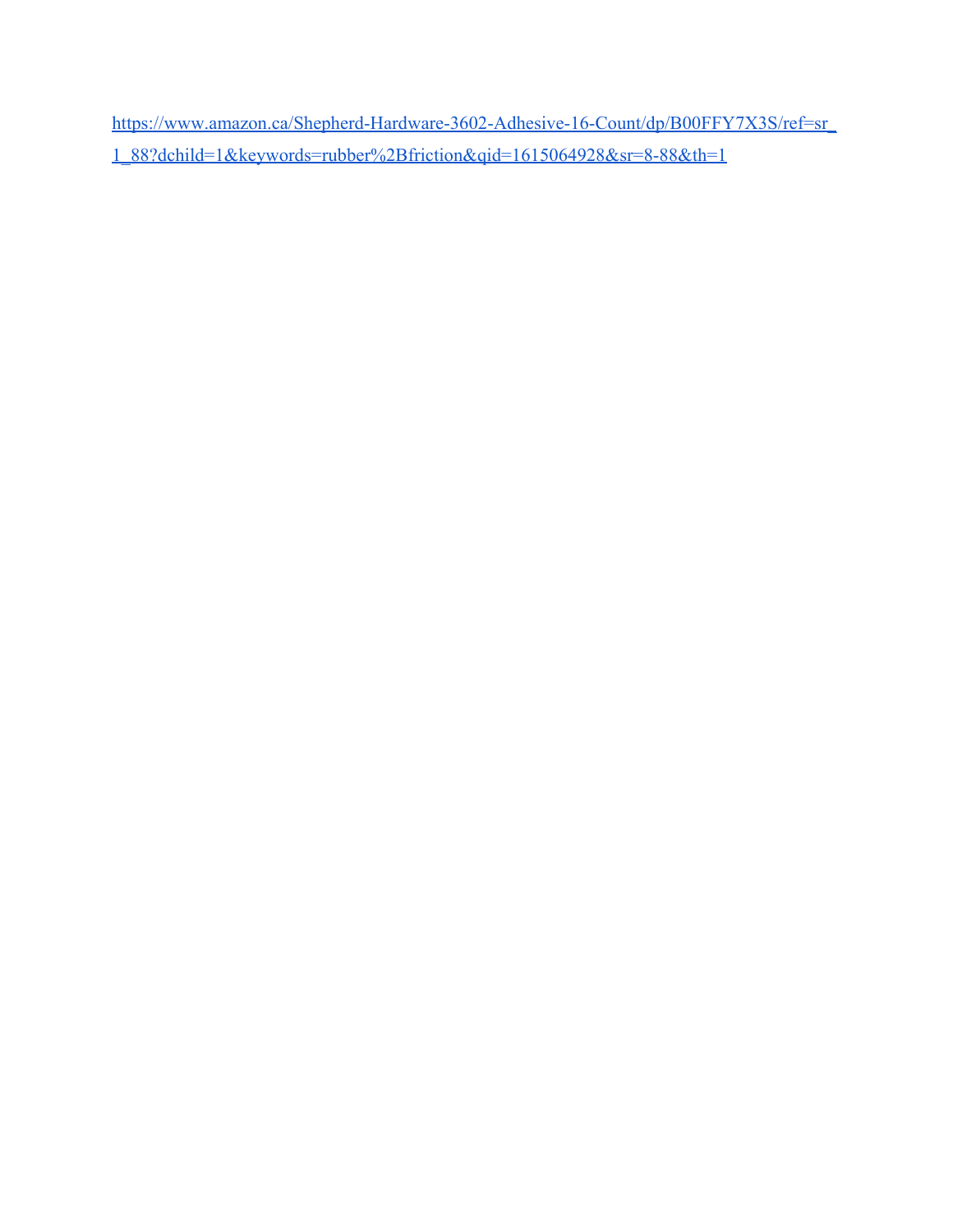https://www.amazon.ca/Shepherd-Hardware-3602-Adhesive-16-Count/dp/B00FFY7X3S/ref=sr_1_88?dchild=1&keywords=rubber%2Bfriction&qid=1615064928&sr=8-88&th=1